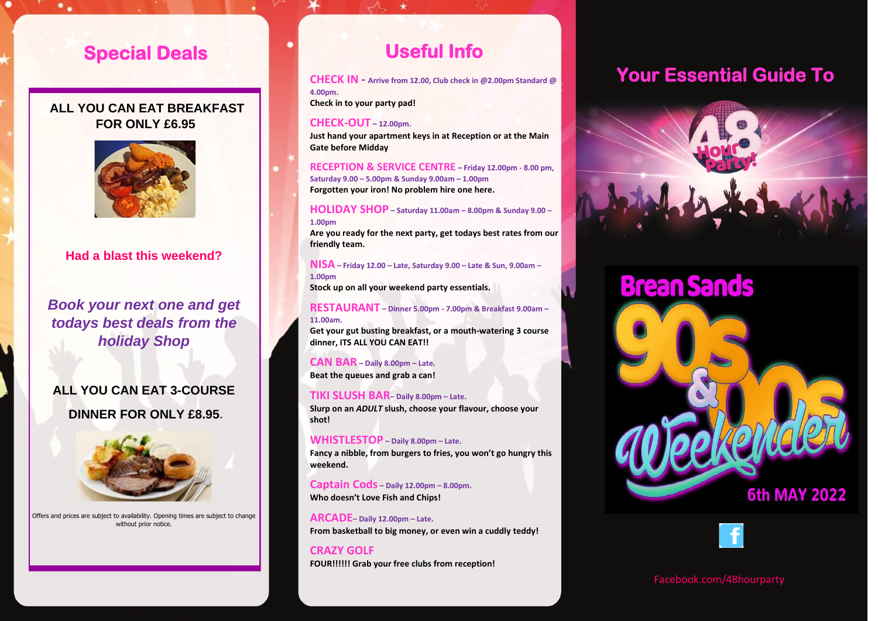## Special Deals

**ALL YOU CAN EAT BREAKFAST FOR ONLY £6.95**

**Had a blast this weekend?**

***Book your next one and get todays best deals from the holiday Shop***

**ALL YOU CAN EAT 3-COURSE DINNER FOR ONLY £8.95.**

Offers and prices are subject to availability. Opening times are subject to change without prior notice.

## Useful Info

**CHECK IN** - Arrive from 12.00, Club check in @2.00pm Standard @ 4.00pm.
**Check in to your party pad!**

**CHECK-OUT** – 12.00pm.
**Just hand your apartment keys in at Reception or at the Main Gate before Midday**

**RECEPTION & SERVICE CENTRE** – Friday 12.00pm - 8.00 pm, Saturday 9.00 – 5.00pm & Sunday 9.00am – 1.00pm
**Forgotten your iron! No problem hire one here.**

**HOLIDAY SHOP** – Saturday 11.00am – 8.00pm & Sunday 9.00 – 1.00pm
**Are you ready for the next party, get todays best rates from our friendly team.**

**NISA** – Friday 12.00 – Late, Saturday 9.00 – Late & Sun, 9.00am – 1.00pm
**Stock up on all your weekend party essentials.**

**RESTAURANT** – Dinner 5.00pm - 7.00pm & Breakfast 9.00am – 11.00am.
**Get your gut busting breakfast, or a mouth-watering 3 course dinner, ITS ALL YOU CAN EAT!!**

**CAN BAR** – Daily 8.00pm – Late.
**Beat the queues and grab a can!**

**TIKI SLUSH BAR**– Daily 8.00pm – Late.
**Slurp on an *ADULT* slush, choose your flavour, choose your shot!**

**WHISTLESTOP** – Daily 8.00pm – Late.
**Fancy a nibble, from burgers to fries, you won't go hungry this weekend.**

**Captain Cods** – Daily 12.00pm – 8.00pm.
**Who doesn't Love Fish and Chips!**

**ARCADE**– Daily 12.00pm – Late.
**From basketball to big money, or even win a cuddly teddy!**

**CRAZY GOLF**
**FOUR!!!!!! Grab your free clubs from reception!**

## Your Essential Guide To

48 Hour Party!

# Brean Sands 90s & 00s Weekender

**6th MAY 2022**

Facebook.com/48hourparty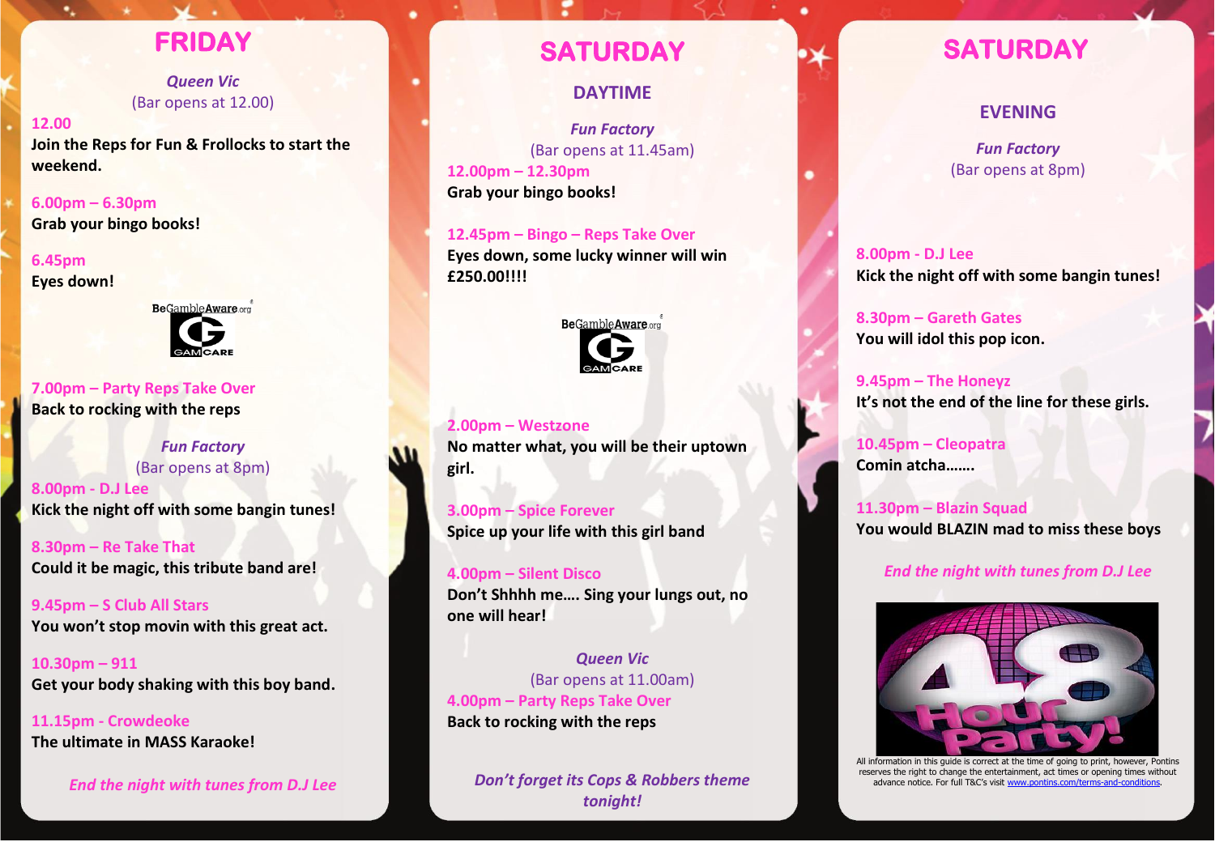# FRIDAY

*Queen Vic*
(Bar opens at 12.00)

**12.00**
Join the Reps for Fun & Frollocks to start the weekend.

**6.00pm – 6.30pm**
Grab your bingo books!

**6.45pm**
Eyes down!

BeGambleAware.org
GAMCARE

**7.00pm – Party Reps Take Over**
Back to rocking with the reps

*Fun Factory*
(Bar opens at 8pm)

**8.00pm - D.J Lee**
Kick the night off with some bangin tunes!

**8.30pm – Re Take That**
Could it be magic, this tribute band are!

**9.45pm – S Club All Stars**
You won't stop movin with this great act.

**10.30pm – 911**
Get your body shaking with this boy band.

**11.15pm - Crowdeoke**
The ultimate in MASS Karaoke!

*End the night with tunes from D.J Lee*

# SATURDAY

## DAYTIME

*Fun Factory*
(Bar opens at 11.45am)

**12.00pm – 12.30pm**
Grab your bingo books!

**12.45pm – Bingo – Reps Take Over**
Eyes down, some lucky winner will win £250.00!!!!

BeGambleAware.org
GAMCARE

**2.00pm – Westzone**
No matter what, you will be their uptown girl.

**3.00pm – Spice Forever**
Spice up your life with this girl band

**4.00pm – Silent Disco**
Don't Shhhh me…. Sing your lungs out, no one will hear!

*Queen Vic*
(Bar opens at 11.00am)

**4.00pm – Party Reps Take Over**
Back to rocking with the reps

*Don't forget its Cops & Robbers theme tonight!*

# SATURDAY

## EVENING

*Fun Factory*
(Bar opens at 8pm)

**8.00pm - D.J Lee**
Kick the night off with some bangin tunes!

**8.30pm – Gareth Gates**
You will idol this pop icon.

**9.45pm – The Honeyz**
It's not the end of the line for these girls.

**10.45pm – Cleopatra**
Comin atcha…….

**11.30pm – Blazin Squad**
You would BLAZIN mad to miss these boys

*End the night with tunes from D.J Lee*

48 Hour Party!

All information in this guide is correct at the time of going to print, however, Pontins reserves the right to change the entertainment, act times or opening times without advance notice. For full T&C's visit www.pontins.com/terms-and-conditions.